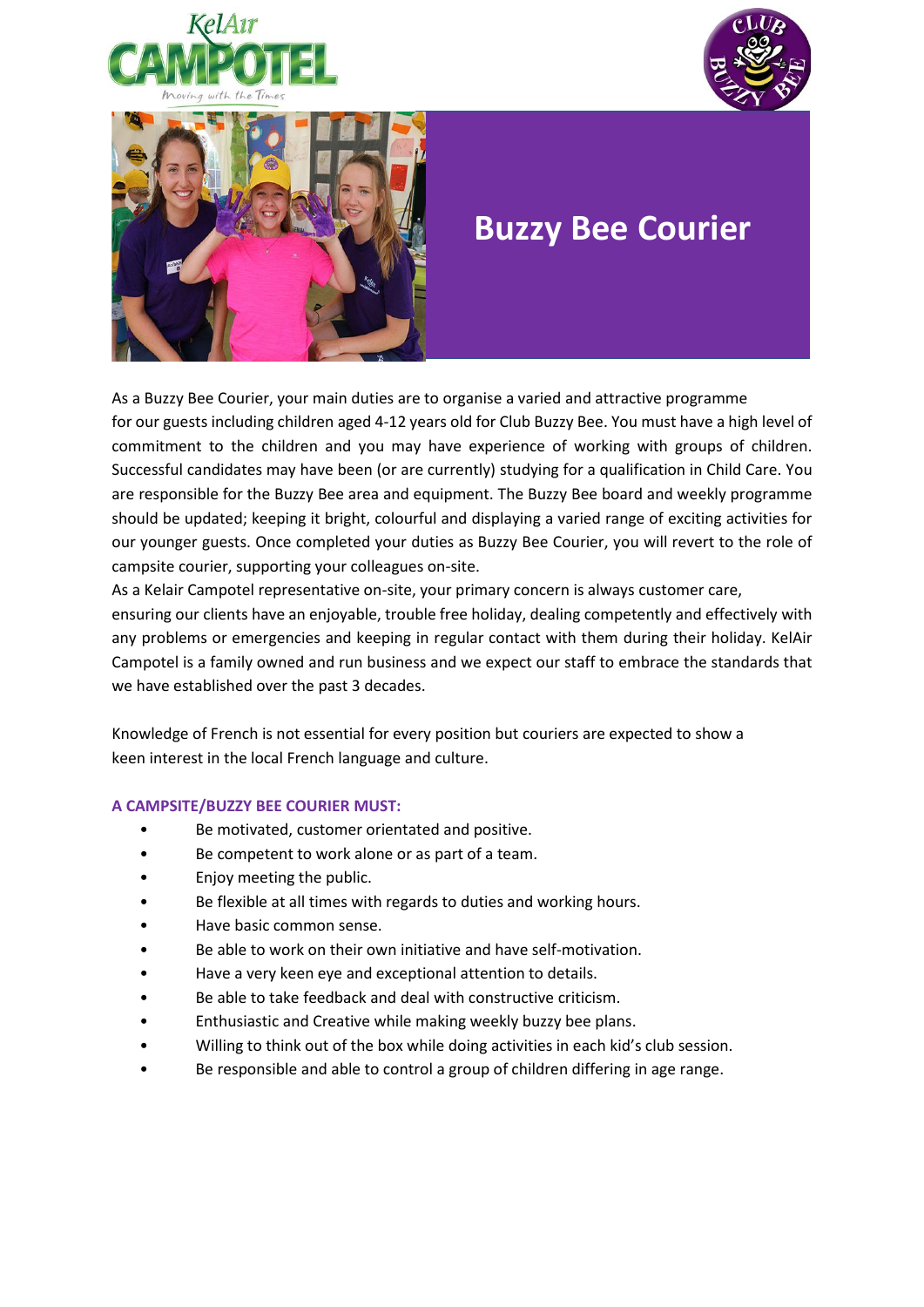# Buzzy Bee Courier

As a Buzzy Bee Courier, your main duties are to organise a varied and attractive programme for our guests including children aged 4-12 years old for Club Buzzy Bee. You must have a high level of commitment to the children and you may have experience of working with groups of children. Successful candidates may have been (or are currently) studying for a qualification in Child Care. You are responsible for the Buzzy Bee area and equipment. The Buzzy Bee board and weekly programme should be updated; keeping it bright, colourful and displaying a varied range of exciting activities for our younger guests. Once completed your duties as Buzzy Bee Courier, you will revert to the role of campsite courier, supporting your colleagues on-site.

As a Kelair Campotel representative on-site, your primary concern is always customer care, ensuring our clients have an enjoyable, trouble free holiday, dealing competently and effectively with any problems or emergencies and keeping in regular contact with them during their holiday. KelAir Campotel is a family owned and run business and we expect our staff to embrace the standards that we have established over the past 3 decades.

Knowledge of French is not essential for every position but couriers are expected to show a keen interest in the local French language and culture.

### A CAMPSITE/BUZZY BEE COURIER MUST:

- Be motivated, customer orientated and positive.
- Be competent to work alone or as part of a team.
- Enjoy meeting the public.
- Be flexible at all times with regards to duties and working hours.
- Have basic common sense.
- Be able to work on their own initiative and have self-motivation.
- Have a very keen eye and exceptional attention to details.
- Be able to take feedback and deal with constructive criticism.
- Enthusiastic and Creative while making weekly buzzy bee plans.
- Willing to think out of the box while doing activities in each kid's club session.
- Be responsible and able to control a group of children differing in age range.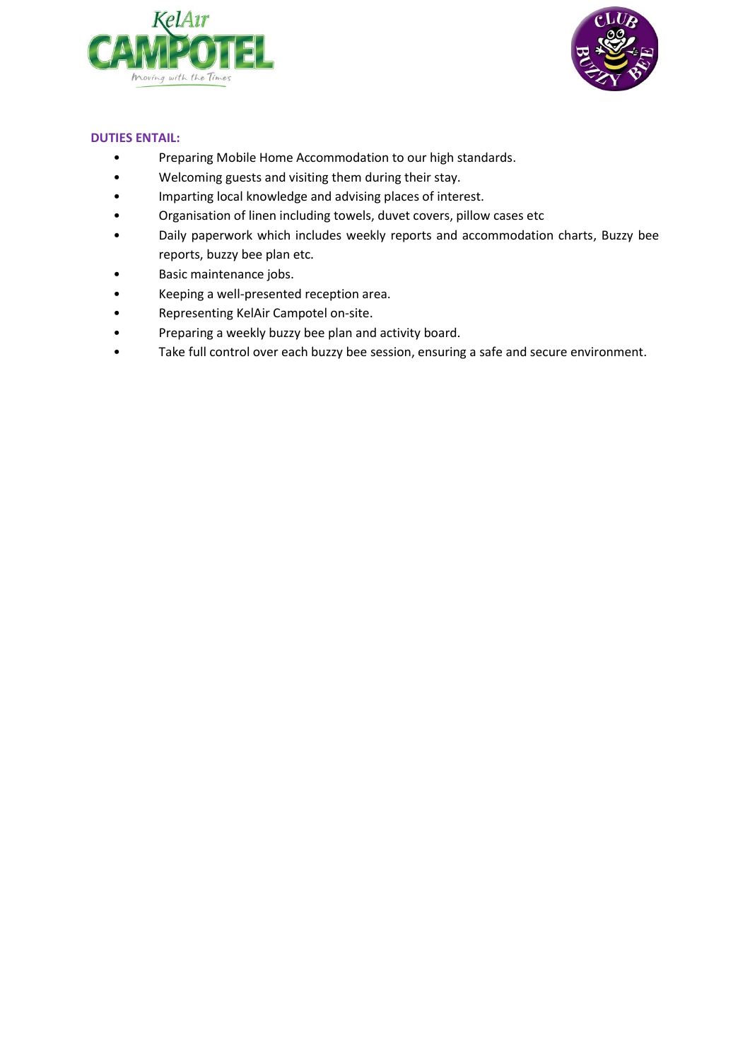**DUTIES ENTAIL:**

- Preparing Mobile Home Accommodation to our high standards.
- Welcoming guests and visiting them during their stay.
- Imparting local knowledge and advising places of interest.
- Organisation of linen including towels, duvet covers, pillow cases etc
- Daily paperwork which includes weekly reports and accommodation charts, Buzzy bee reports, buzzy bee plan etc.
- Basic maintenance jobs.
- Keeping a well-presented reception area.
- Representing KelAir Campotel on-site.
- Preparing a weekly buzzy bee plan and activity board.
- Take full control over each buzzy bee session, ensuring a safe and secure environment.